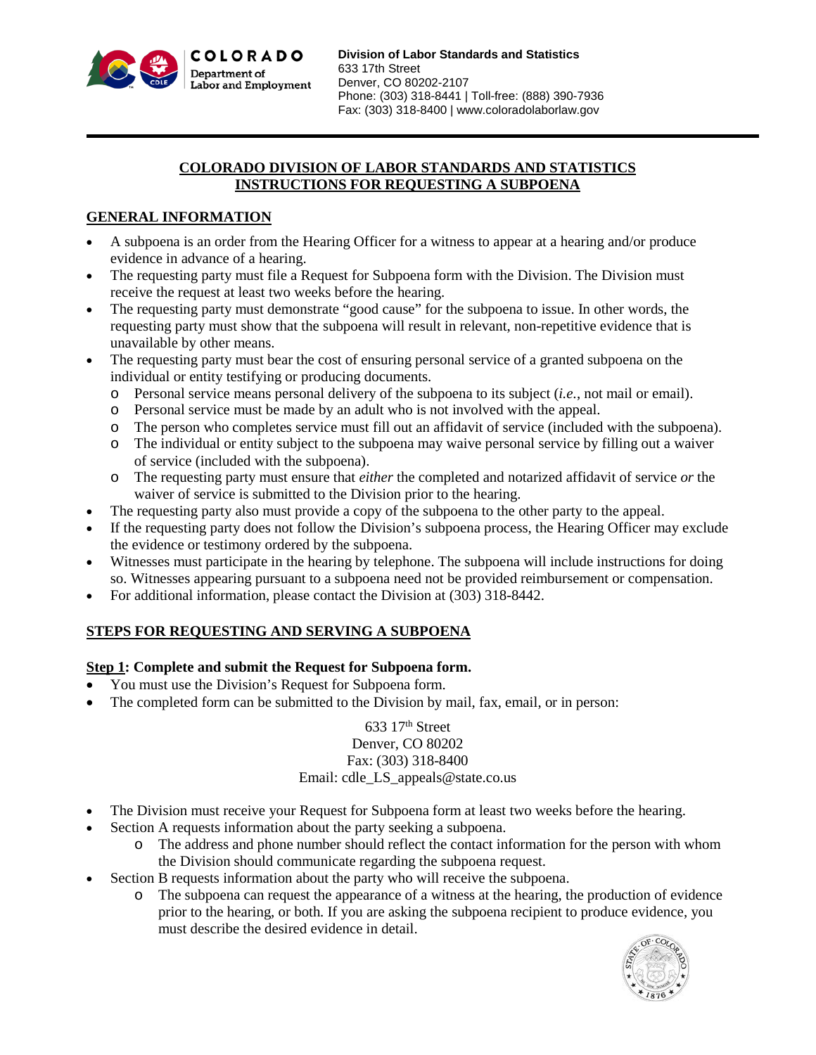**Division of Labor Standards and Statistics**
633 17th Street
Denver, CO 80202-2107
Phone: (303) 318-8441 | Toll-free: (888) 390-7936
Fax: (303) 318-8400 | www.coloradolaborlaw.gov

# COLORADO DIVISION OF LABOR STANDARDS AND STATISTICS INSTRUCTIONS FOR REQUESTING A SUBPOENA

## GENERAL INFORMATION

- A subpoena is an order from the Hearing Officer for a witness to appear at a hearing and/or produce evidence in advance of a hearing.
- The requesting party must file a Request for Subpoena form with the Division. The Division must receive the request at least two weeks before the hearing.
- The requesting party must demonstrate "good cause" for the subpoena to issue. In other words, the requesting party must show that the subpoena will result in relevant, non-repetitive evidence that is unavailable by other means.
- The requesting party must bear the cost of ensuring personal service of a granted subpoena on the individual or entity testifying or producing documents.
  - Personal service means personal delivery of the subpoena to its subject (*i.e.*, not mail or email).
  - Personal service must be made by an adult who is not involved with the appeal.
  - The person who completes service must fill out an affidavit of service (included with the subpoena).
  - The individual or entity subject to the subpoena may waive personal service by filling out a waiver of service (included with the subpoena).
  - The requesting party must ensure that *either* the completed and notarized affidavit of service *or* the waiver of service is submitted to the Division prior to the hearing.
- The requesting party also must provide a copy of the subpoena to the other party to the appeal.
- If the requesting party does not follow the Division's subpoena process, the Hearing Officer may exclude the evidence or testimony ordered by the subpoena.
- Witnesses must participate in the hearing by telephone. The subpoena will include instructions for doing so. Witnesses appearing pursuant to a subpoena need not be provided reimbursement or compensation.
- For additional information, please contact the Division at (303) 318-8442.

## STEPS FOR REQUESTING AND SERVING A SUBPOENA

### Step 1: Complete and submit the Request for Subpoena form.

- You must use the Division's Request for Subpoena form.
- The completed form can be submitted to the Division by mail, fax, email, or in person:

633 17th Street
Denver, CO 80202
Fax: (303) 318-8400
Email: cdle_LS_appeals@state.co.us

- The Division must receive your Request for Subpoena form at least two weeks before the hearing.
- Section A requests information about the party seeking a subpoena.
  - The address and phone number should reflect the contact information for the person with whom the Division should communicate regarding the subpoena request.
- Section B requests information about the party who will receive the subpoena.
  - The subpoena can request the appearance of a witness at the hearing, the production of evidence prior to the hearing, or both. If you are asking the subpoena recipient to produce evidence, you must describe the desired evidence in detail.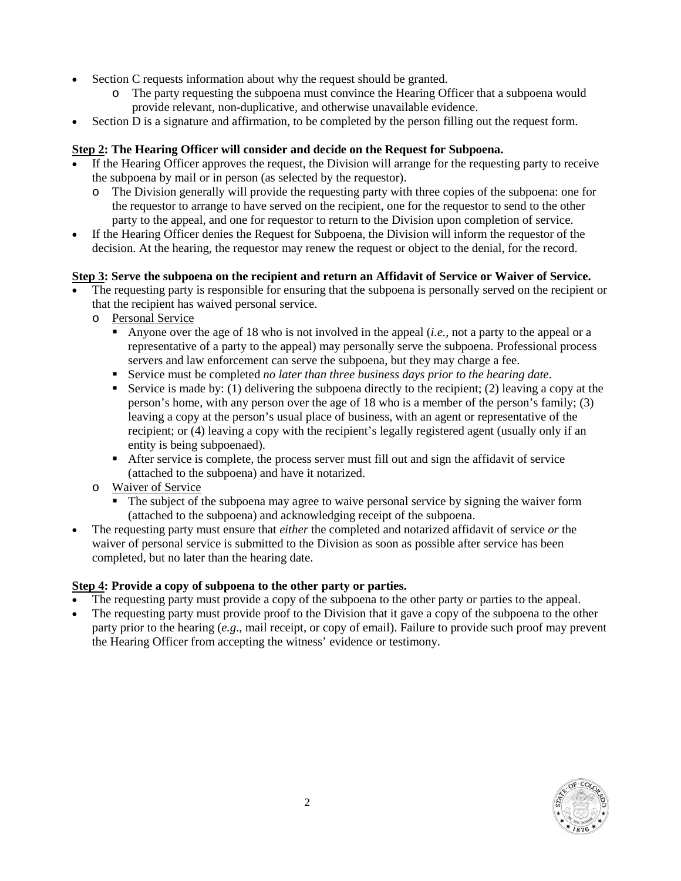- Section C requests information about why the request should be granted.
  - The party requesting the subpoena must convince the Hearing Officer that a subpoena would provide relevant, non-duplicative, and otherwise unavailable evidence.
- Section D is a signature and affirmation, to be completed by the person filling out the request form.

**Step 2: The Hearing Officer will consider and decide on the Request for Subpoena.**

- If the Hearing Officer approves the request, the Division will arrange for the requesting party to receive the subpoena by mail or in person (as selected by the requestor).
  - The Division generally will provide the requesting party with three copies of the subpoena: one for the requestor to arrange to have served on the recipient, one for the requestor to send to the other party to the appeal, and one for requestor to return to the Division upon completion of service.
- If the Hearing Officer denies the Request for Subpoena, the Division will inform the requestor of the decision. At the hearing, the requestor may renew the request or object to the denial, for the record.

**Step 3: Serve the subpoena on the recipient and return an Affidavit of Service or Waiver of Service.**

- The requesting party is responsible for ensuring that the subpoena is personally served on the recipient or that the recipient has waived personal service.
  - Personal Service
    - Anyone over the age of 18 who is not involved in the appeal (*i.e.,* not a party to the appeal or a representative of a party to the appeal) may personally serve the subpoena. Professional process servers and law enforcement can serve the subpoena, but they may charge a fee.
    - Service must be completed *no later than three business days prior to the hearing date*.
    - Service is made by: (1) delivering the subpoena directly to the recipient; (2) leaving a copy at the person's home, with any person over the age of 18 who is a member of the person's family; (3) leaving a copy at the person's usual place of business, with an agent or representative of the recipient; or (4) leaving a copy with the recipient's legally registered agent (usually only if an entity is being subpoenaed).
    - After service is complete, the process server must fill out and sign the affidavit of service (attached to the subpoena) and have it notarized.
  - Waiver of Service
    - The subject of the subpoena may agree to waive personal service by signing the waiver form (attached to the subpoena) and acknowledging receipt of the subpoena.
- The requesting party must ensure that *either* the completed and notarized affidavit of service *or* the waiver of personal service is submitted to the Division as soon as possible after service has been completed, but no later than the hearing date.

**Step 4: Provide a copy of subpoena to the other party or parties.**

- The requesting party must provide a copy of the subpoena to the other party or parties to the appeal.
- The requesting party must provide proof to the Division that it gave a copy of the subpoena to the other party prior to the hearing (*e.g*., mail receipt, or copy of email). Failure to provide such proof may prevent the Hearing Officer from accepting the witness' evidence or testimony.